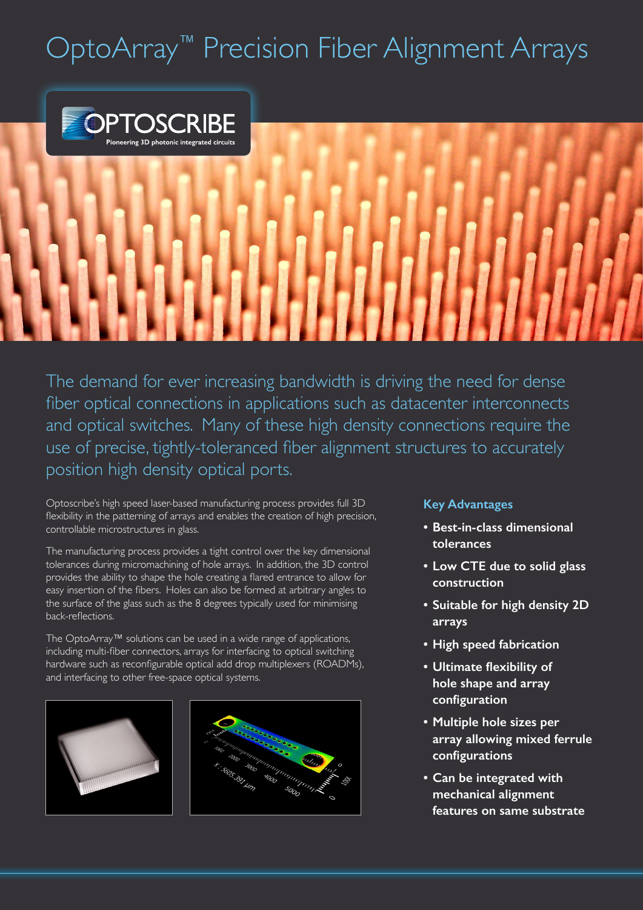# OptoArray™ Precision Fiber Alignment Arrays

OPTOSCRIBE
Pioneering 3D photonic integrated circuits

The demand for ever increasing bandwidth is driving the need for dense fiber optical connections in applications such as datacenter interconnects and optical switches. Many of these high density connections require the use of precise, tightly-toleranced fiber alignment structures to accurately position high density optical ports.

Optoscribe's high speed laser-based manufacturing process provides full 3D flexibility in the patterning of arrays and enables the creation of high precision, controllable microstructures in glass.

The manufacturing process provides a tight control over the key dimensional tolerances during micromachining of hole arrays. In addition, the 3D control provides the ability to shape the hole creating a flared entrance to allow for easy insertion of the fibers. Holes can also be formed at arbitrary angles to the surface of the glass such as the 8 degrees typically used for minimising back-reflections.

The OptoArray™ solutions can be used in a wide range of applications, including multi-fiber connectors, arrays for interfacing to optical switching hardware such as reconfigurable optical add drop multiplexers (ROADMs), and interfacing to other free-space optical systems.

### Key Advantages

- **Best-in-class dimensional tolerances**
- **Low CTE due to solid glass construction**
- **Suitable for high density 2D arrays**
- **High speed fabrication**
- **Ultimate flexibility of hole shape and array configuration**
- **Multiple hole sizes per array allowing mixed ferrule configurations**
- **Can be integrated with mechanical alignment features on same substrate**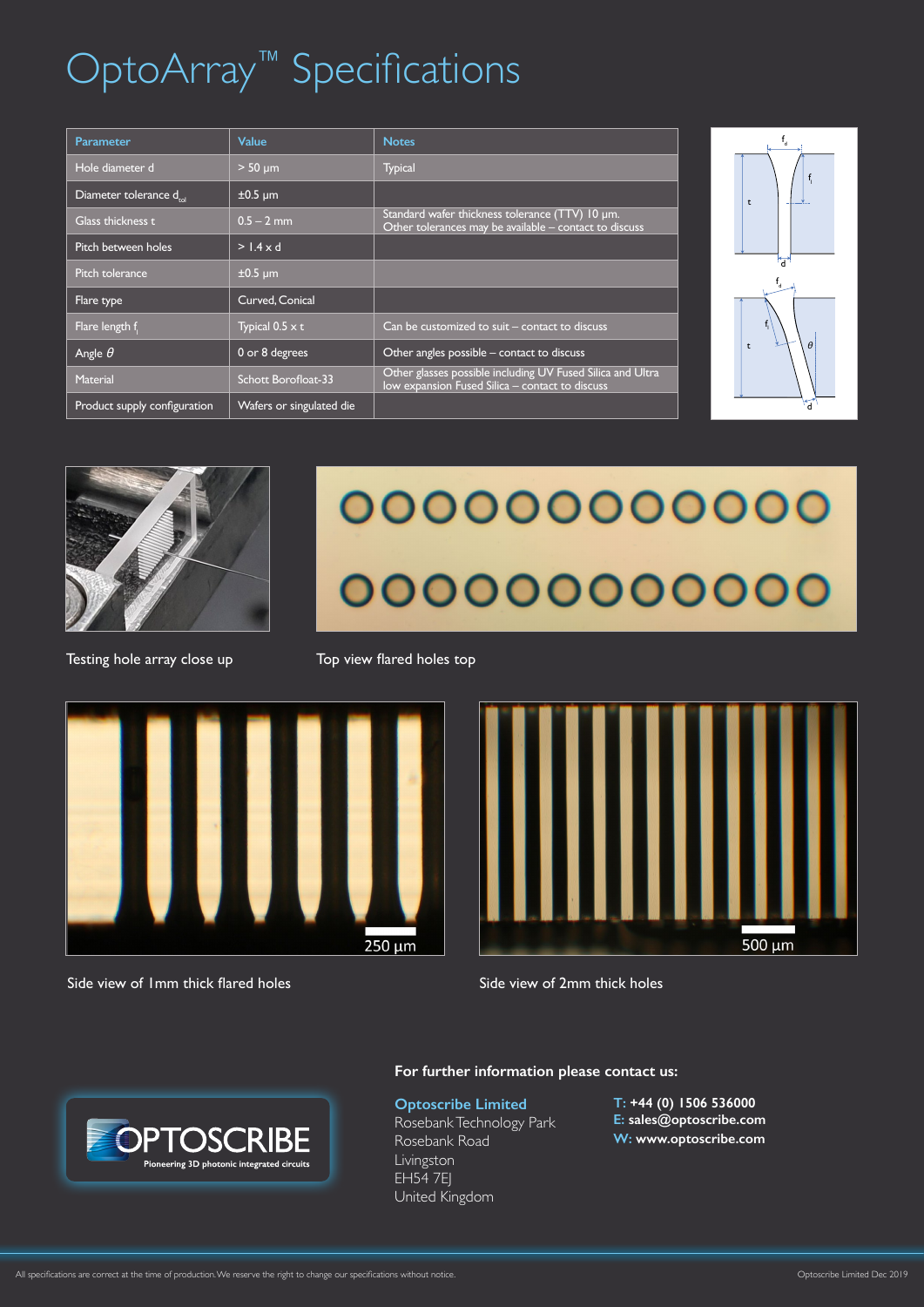# OptoArray™ Specifications

| Parameter | Value | Notes |
|---|---|---|
| Hole diameter d | > 50 µm | Typical |
| Diameter tolerance $d_{tol}$ | ±0.5 µm | |
| Glass thickness t | 0.5 – 2 mm | Standard wafer thickness tolerance (TTV) 10 µm. Other tolerances may be available – contact to discuss |
| Pitch between holes | > 1.4 x d | |
| Pitch tolerance | ±0.5 µm | |
| Flare type | Curved, Conical | |
| Flare length $f_l$ | Typical 0.5 x t | Can be customized to suit – contact to discuss |
| Angle $\theta$ | 0 or 8 degrees | Other angles possible – contact to discuss |
| Material | Schott Borofloat-33 | Other glasses possible including UV Fused Silica and Ultra low expansion Fused Silica – contact to discuss |
| Product supply configuration | Wafers or singulated die | |

$f_d$
$f_l$
t
d

$f_d$
$f_l$
t
$\theta$
d

Testing hole array close up

Top view flared holes top

250 µm

Side view of 1mm thick flared holes

500 µm

Side view of 2mm thick holes

OPTOSCRIBE
Pioneering 3D photonic integrated circuits

**For further information please contact us:**

**Optoscribe Limited**
Rosebank Technology Park
Rosebank Road
Livingston
EH54 7EJ
United Kingdom

**T: +44 (0) 1506 536000**
**E: sales@optoscribe.com**
**W: www.optoscribe.com**

All specifications are correct at the time of production. We reserve the right to change our specifications without notice.

Optoscribe Limited Dec 2019